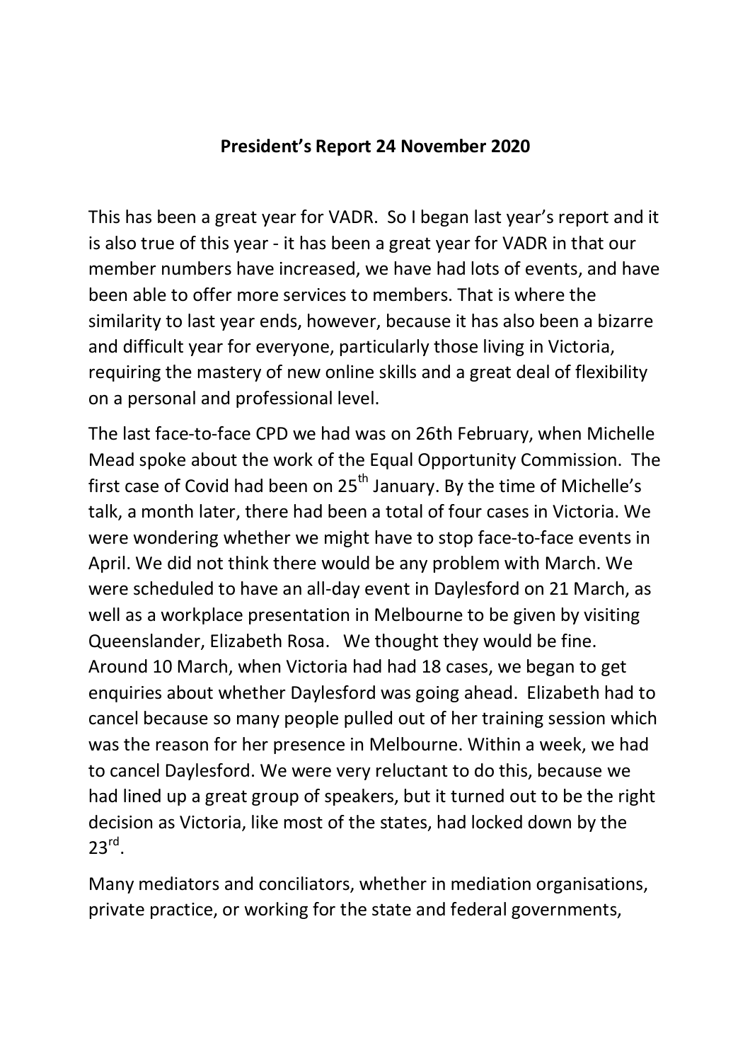# President's Report 24 November 2020

This has been a great year for VADR. So I began last year's report and it is also true of this year - it has been a great year for VADR in that our member numbers have increased, we have had lots of events, and have been able to offer more services to members. That is where the similarity to last year ends, however, because it has also been a bizarre and difficult year for everyone, particularly those living in Victoria, requiring the mastery of new online skills and a great deal of flexibility on a personal and professional level.

The last face-to-face CPD we had was on 26th February, when Michelle Mead spoke about the work of the Equal Opportunity Commission. The first case of Covid had been on 25th January. By the time of Michelle's talk, a month later, there had been a total of four cases in Victoria. We were wondering whether we might have to stop face-to-face events in April. We did not think there would be any problem with March. We were scheduled to have an all-day event in Daylesford on 21 March, as well as a workplace presentation in Melbourne to be given by visiting Queenslander, Elizabeth Rosa. We thought they would be fine. Around 10 March, when Victoria had had 18 cases, we began to get enquiries about whether Daylesford was going ahead. Elizabeth had to cancel because so many people pulled out of her training session which was the reason for her presence in Melbourne. Within a week, we had to cancel Daylesford. We were very reluctant to do this, because we had lined up a great group of speakers, but it turned out to be the right decision as Victoria, like most of the states, had locked down by the 23rd.

Many mediators and conciliators, whether in mediation organisations, private practice, or working for the state and federal governments,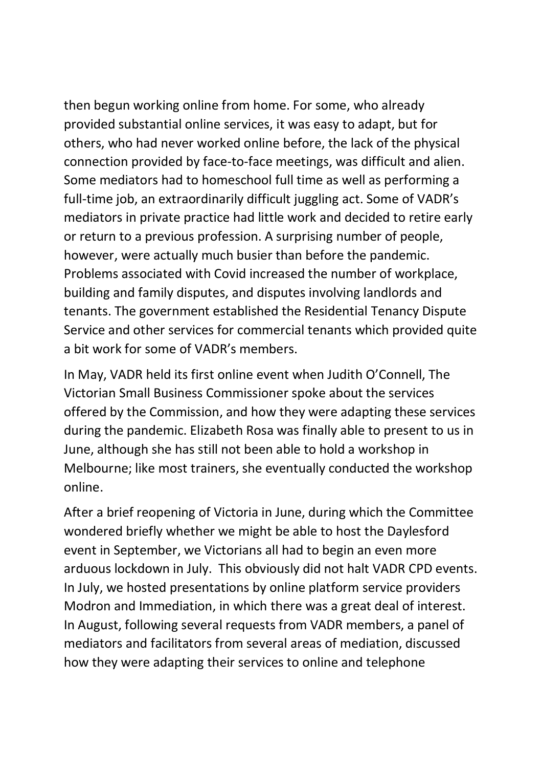then begun working online from home. For some, who already provided substantial online services, it was easy to adapt, but for others, who had never worked online before, the lack of the physical connection provided by face-to-face meetings, was difficult and alien. Some mediators had to homeschool full time as well as performing a full-time job, an extraordinarily difficult juggling act. Some of VADR's mediators in private practice had little work and decided to retire early or return to a previous profession. A surprising number of people, however, were actually much busier than before the pandemic. Problems associated with Covid increased the number of workplace, building and family disputes, and disputes involving landlords and tenants. The government established the Residential Tenancy Dispute Service and other services for commercial tenants which provided quite a bit work for some of VADR's members.

In May, VADR held its first online event when Judith O'Connell, The Victorian Small Business Commissioner spoke about the services offered by the Commission, and how they were adapting these services during the pandemic. Elizabeth Rosa was finally able to present to us in June, although she has still not been able to hold a workshop in Melbourne; like most trainers, she eventually conducted the workshop online.

After a brief reopening of Victoria in June, during which the Committee wondered briefly whether we might be able to host the Daylesford event in September, we Victorians all had to begin an even more arduous lockdown in July. This obviously did not halt VADR CPD events. In July, we hosted presentations by online platform service providers Modron and Immediation, in which there was a great deal of interest. In August, following several requests from VADR members, a panel of mediators and facilitators from several areas of mediation, discussed how they were adapting their services to online and telephone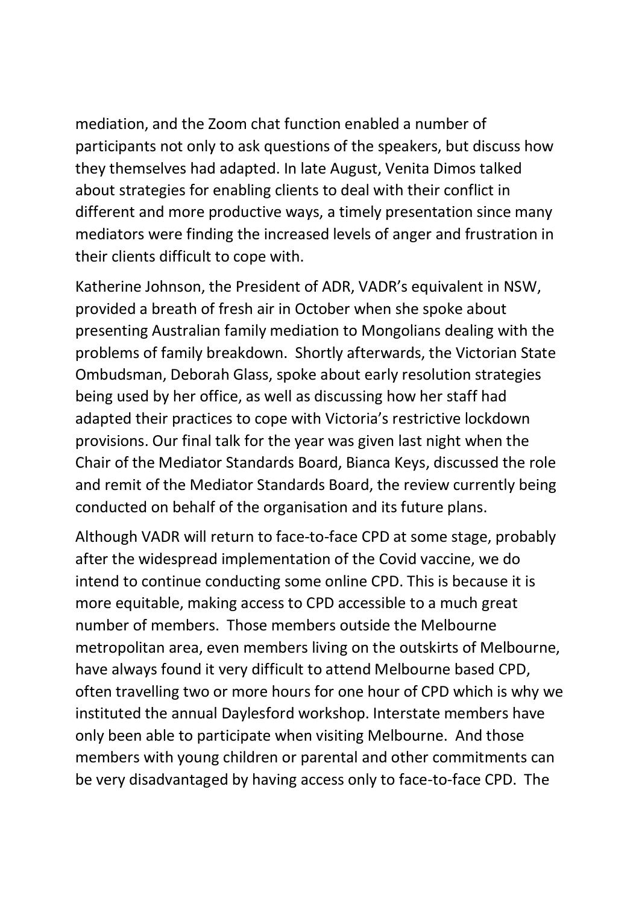mediation, and the Zoom chat function enabled a number of participants not only to ask questions of the speakers, but discuss how they themselves had adapted. In late August, Venita Dimos talked about strategies for enabling clients to deal with their conflict in different and more productive ways, a timely presentation since many mediators were finding the increased levels of anger and frustration in their clients difficult to cope with.

Katherine Johnson, the President of ADR, VADR's equivalent in NSW, provided a breath of fresh air in October when she spoke about presenting Australian family mediation to Mongolians dealing with the problems of family breakdown. Shortly afterwards, the Victorian State Ombudsman, Deborah Glass, spoke about early resolution strategies being used by her office, as well as discussing how her staff had adapted their practices to cope with Victoria's restrictive lockdown provisions. Our final talk for the year was given last night when the Chair of the Mediator Standards Board, Bianca Keys, discussed the role and remit of the Mediator Standards Board, the review currently being conducted on behalf of the organisation and its future plans.

Although VADR will return to face-to-face CPD at some stage, probably after the widespread implementation of the Covid vaccine, we do intend to continue conducting some online CPD. This is because it is more equitable, making access to CPD accessible to a much great number of members. Those members outside the Melbourne metropolitan area, even members living on the outskirts of Melbourne, have always found it very difficult to attend Melbourne based CPD, often travelling two or more hours for one hour of CPD which is why we instituted the annual Daylesford workshop. Interstate members have only been able to participate when visiting Melbourne. And those members with young children or parental and other commitments can be very disadvantaged by having access only to face-to-face CPD. The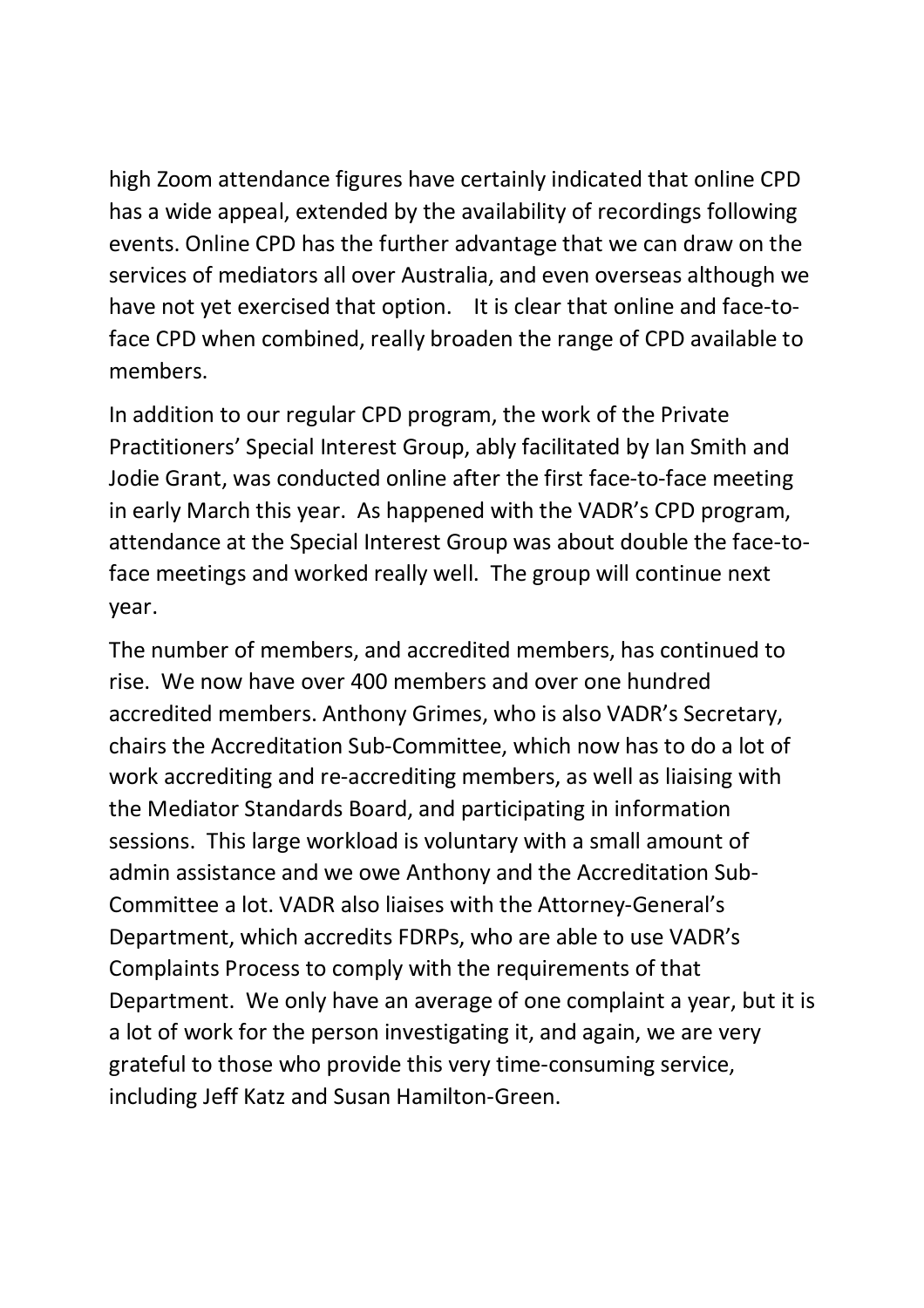high Zoom attendance figures have certainly indicated that online CPD has a wide appeal, extended by the availability of recordings following events. Online CPD has the further advantage that we can draw on the services of mediators all over Australia, and even overseas although we have not yet exercised that option. It is clear that online and face-to-face CPD when combined, really broaden the range of CPD available to members.

In addition to our regular CPD program, the work of the Private Practitioners' Special Interest Group, ably facilitated by Ian Smith and Jodie Grant, was conducted online after the first face-to-face meeting in early March this year. As happened with the VADR's CPD program, attendance at the Special Interest Group was about double the face-to-face meetings and worked really well. The group will continue next year.

The number of members, and accredited members, has continued to rise. We now have over 400 members and over one hundred accredited members. Anthony Grimes, who is also VADR's Secretary, chairs the Accreditation Sub-Committee, which now has to do a lot of work accrediting and re-accrediting members, as well as liaising with the Mediator Standards Board, and participating in information sessions. This large workload is voluntary with a small amount of admin assistance and we owe Anthony and the Accreditation Sub-Committee a lot. VADR also liaises with the Attorney-General's Department, which accredits FDRPs, who are able to use VADR's Complaints Process to comply with the requirements of that Department. We only have an average of one complaint a year, but it is a lot of work for the person investigating it, and again, we are very grateful to those who provide this very time-consuming service, including Jeff Katz and Susan Hamilton-Green.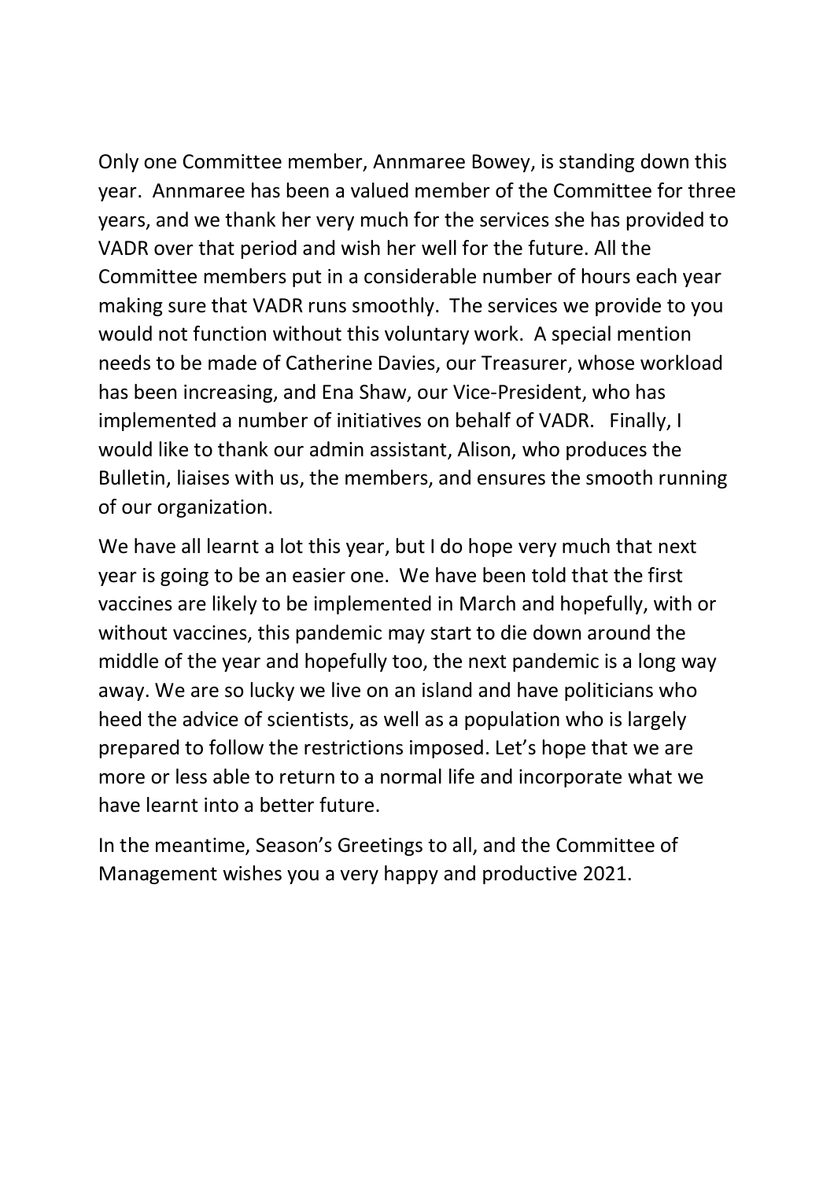Only one Committee member, Annmaree Bowey, is standing down this year. Annmaree has been a valued member of the Committee for three years, and we thank her very much for the services she has provided to VADR over that period and wish her well for the future. All the Committee members put in a considerable number of hours each year making sure that VADR runs smoothly. The services we provide to you would not function without this voluntary work. A special mention needs to be made of Catherine Davies, our Treasurer, whose workload has been increasing, and Ena Shaw, our Vice-President, who has implemented a number of initiatives on behalf of VADR. Finally, I would like to thank our admin assistant, Alison, who produces the Bulletin, liaises with us, the members, and ensures the smooth running of our organization.

We have all learnt a lot this year, but I do hope very much that next year is going to be an easier one. We have been told that the first vaccines are likely to be implemented in March and hopefully, with or without vaccines, this pandemic may start to die down around the middle of the year and hopefully too, the next pandemic is a long way away. We are so lucky we live on an island and have politicians who heed the advice of scientists, as well as a population who is largely prepared to follow the restrictions imposed. Let's hope that we are more or less able to return to a normal life and incorporate what we have learnt into a better future.

In the meantime, Season's Greetings to all, and the Committee of Management wishes you a very happy and productive 2021.